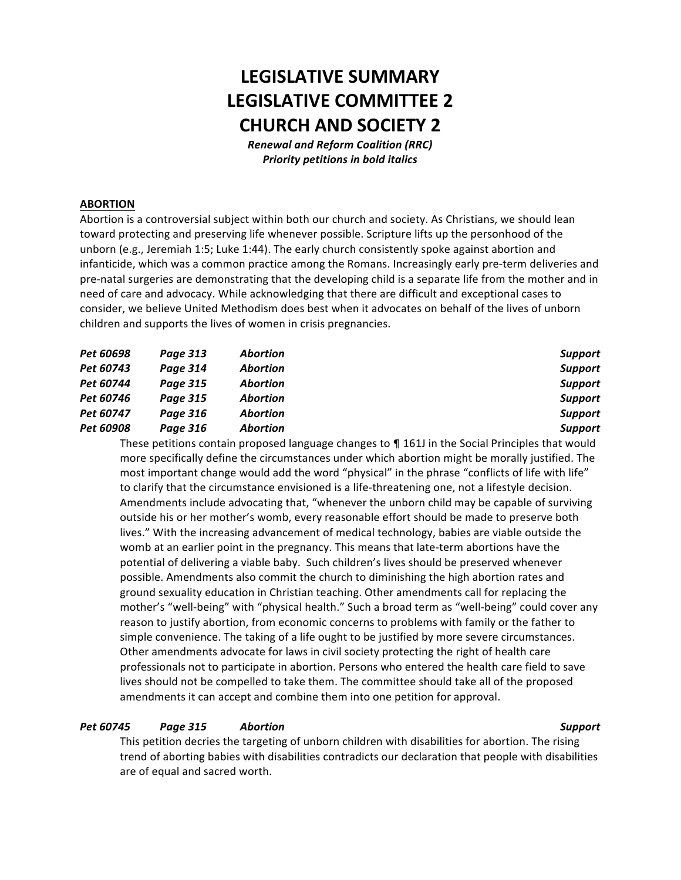# LEGISLATIVE SUMMARY
# LEGISLATIVE COMMITTEE 2
# CHURCH AND SOCIETY 2

***Renewal and Reform Coalition (RRC)***
***Priority petitions in bold italics***

## ABORTION

Abortion is a controversial subject within both our church and society. As Christians, we should lean toward protecting and preserving life whenever possible. Scripture lifts up the personhood of the unborn (e.g., Jeremiah 1:5; Luke 1:44). The early church consistently spoke against abortion and infanticide, which was a common practice among the Romans. Increasingly early pre-term deliveries and pre-natal surgeries are demonstrating that the developing child is a separate life from the mother and in need of care and advocacy. While acknowledging that there are difficult and exceptional cases to consider, we believe United Methodism does best when it advocates on behalf of the lives of unborn children and supports the lives of women in crisis pregnancies.

| | | | |
|---|---|---|---|
| ***Pet 60698*** | ***Page 313*** | ***Abortion*** | ***Support*** |
| ***Pet 60743*** | ***Page 314*** | ***Abortion*** | ***Support*** |
| ***Pet 60744*** | ***Page 315*** | ***Abortion*** | ***Support*** |
| ***Pet 60746*** | ***Page 315*** | ***Abortion*** | ***Support*** |
| ***Pet 60747*** | ***Page 316*** | ***Abortion*** | ***Support*** |
| ***Pet 60908*** | ***Page 316*** | ***Abortion*** | ***Support*** |

These petitions contain proposed language changes to ¶ 161J in the Social Principles that would more specifically define the circumstances under which abortion might be morally justified. The most important change would add the word "physical" in the phrase "conflicts of life with life" to clarify that the circumstance envisioned is a life-threatening one, not a lifestyle decision. Amendments include advocating that, "whenever the unborn child may be capable of surviving outside his or her mother's womb, every reasonable effort should be made to preserve both lives." With the increasing advancement of medical technology, babies are viable outside the womb at an earlier point in the pregnancy. This means that late-term abortions have the potential of delivering a viable baby. Such children's lives should be preserved whenever possible. Amendments also commit the church to diminishing the high abortion rates and ground sexuality education in Christian teaching. Other amendments call for replacing the mother's "well-being" with "physical health." Such a broad term as "well-being" could cover any reason to justify abortion, from economic concerns to problems with family or the father to simple convenience. The taking of a life ought to be justified by more severe circumstances. Other amendments advocate for laws in civil society protecting the right of health care professionals not to participate in abortion. Persons who entered the health care field to save lives should not be compelled to take them. The committee should take all of the proposed amendments it can accept and combine them into one petition for approval.

| | | | |
|---|---|---|---|
| ***Pet 60745*** | ***Page 315*** | ***Abortion*** | ***Support*** |

This petition decries the targeting of unborn children with disabilities for abortion. The rising trend of aborting babies with disabilities contradicts our declaration that people with disabilities are of equal and sacred worth.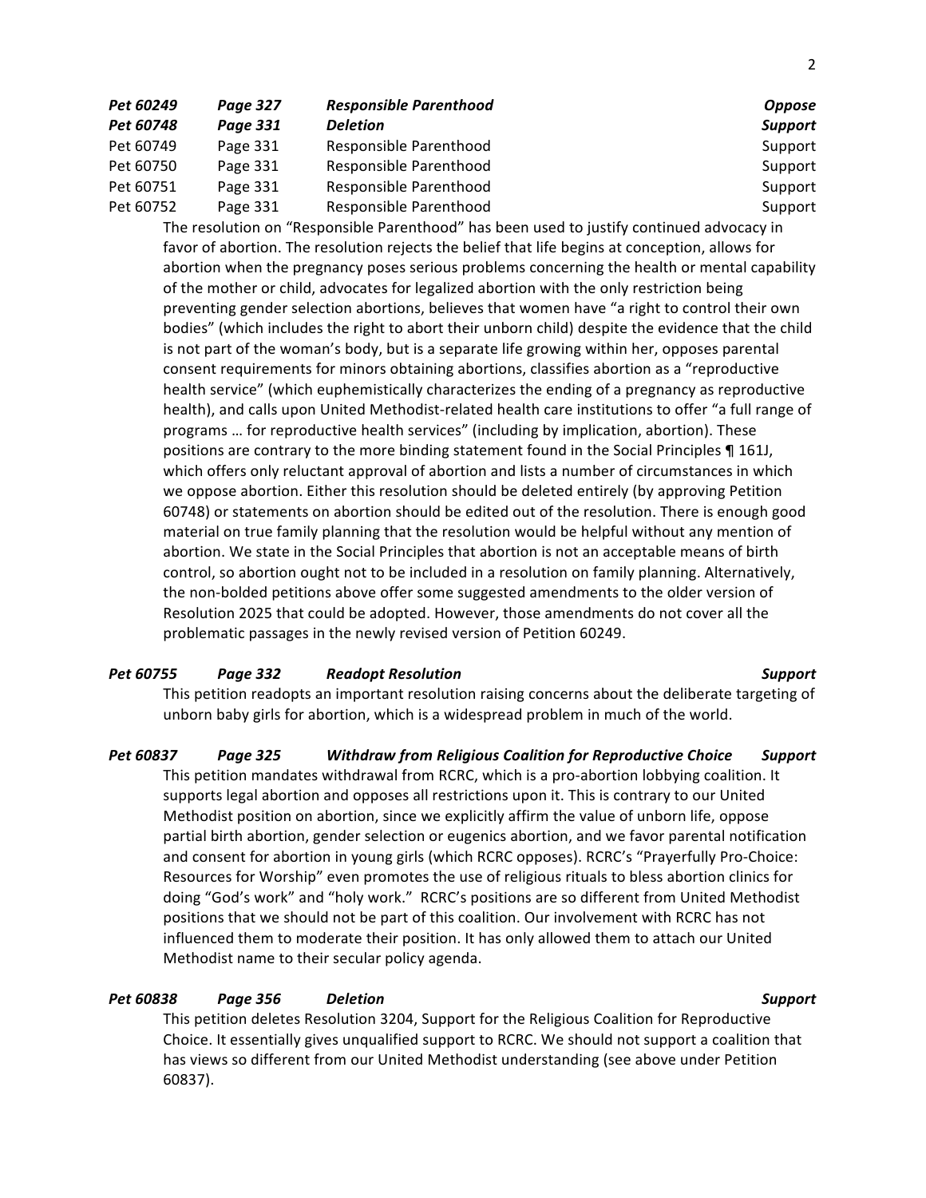| | | | |
|---|---|---|---|
| ***Pet 60249*** | ***Page 327*** | ***Responsible Parenthood*** | ***Oppose*** |
| ***Pet 60748*** | ***Page 331*** | ***Deletion*** | ***Support*** |
| Pet 60749 | Page 331 | Responsible Parenthood | Support |
| Pet 60750 | Page 331 | Responsible Parenthood | Support |
| Pet 60751 | Page 331 | Responsible Parenthood | Support |
| Pet 60752 | Page 331 | Responsible Parenthood | Support |

The resolution on "Responsible Parenthood" has been used to justify continued advocacy in favor of abortion. The resolution rejects the belief that life begins at conception, allows for abortion when the pregnancy poses serious problems concerning the health or mental capability of the mother or child, advocates for legalized abortion with the only restriction being preventing gender selection abortions, believes that women have "a right to control their own bodies" (which includes the right to abort their unborn child) despite the evidence that the child is not part of the woman's body, but is a separate life growing within her, opposes parental consent requirements for minors obtaining abortions, classifies abortion as a "reproductive health service" (which euphemistically characterizes the ending of a pregnancy as reproductive health), and calls upon United Methodist-related health care institutions to offer "a full range of programs … for reproductive health services" (including by implication, abortion). These positions are contrary to the more binding statement found in the Social Principles ¶ 161J, which offers only reluctant approval of abortion and lists a number of circumstances in which we oppose abortion. Either this resolution should be deleted entirely (by approving Petition 60748) or statements on abortion should be edited out of the resolution. There is enough good material on true family planning that the resolution would be helpful without any mention of abortion. We state in the Social Principles that abortion is not an acceptable means of birth control, so abortion ought not to be included in a resolution on family planning. Alternatively, the non-bolded petitions above offer some suggested amendments to the older version of Resolution 2025 that could be adopted. However, those amendments do not cover all the problematic passages in the newly revised version of Petition 60249.

***Pet 60755 Page 332 Readopt Resolution Support***

This petition readopts an important resolution raising concerns about the deliberate targeting of unborn baby girls for abortion, which is a widespread problem in much of the world.

***Pet 60837 Page 325 Withdraw from Religious Coalition for Reproductive Choice Support***

This petition mandates withdrawal from RCRC, which is a pro-abortion lobbying coalition. It supports legal abortion and opposes all restrictions upon it. This is contrary to our United Methodist position on abortion, since we explicitly affirm the value of unborn life, oppose partial birth abortion, gender selection or eugenics abortion, and we favor parental notification and consent for abortion in young girls (which RCRC opposes). RCRC's "Prayerfully Pro-Choice: Resources for Worship" even promotes the use of religious rituals to bless abortion clinics for doing "God's work" and "holy work." RCRC's positions are so different from United Methodist positions that we should not be part of this coalition. Our involvement with RCRC has not influenced them to moderate their position. It has only allowed them to attach our United Methodist name to their secular policy agenda.

***Pet 60838 Page 356 Deletion Support***

This petition deletes Resolution 3204, Support for the Religious Coalition for Reproductive Choice. It essentially gives unqualified support to RCRC. We should not support a coalition that has views so different from our United Methodist understanding (see above under Petition 60837).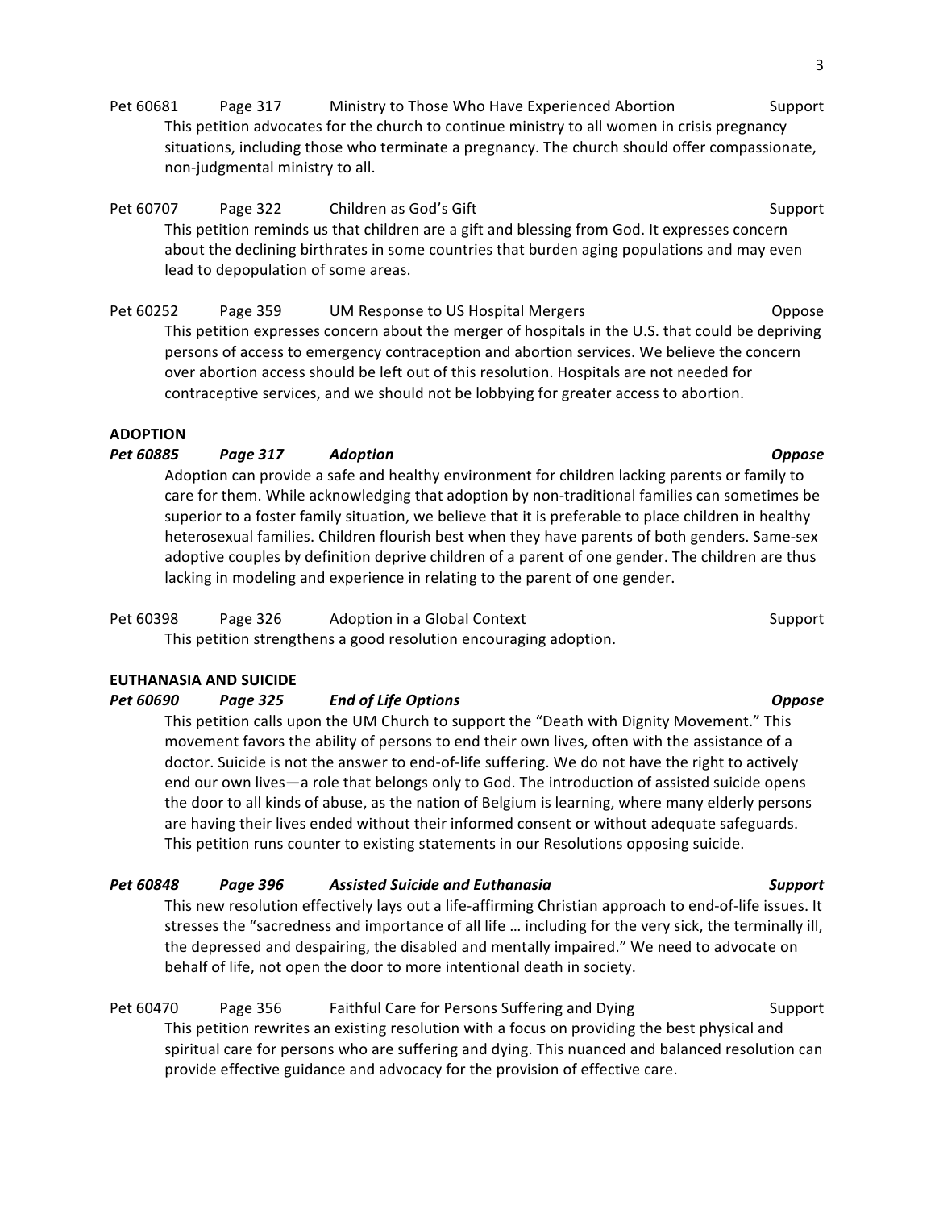Pet 60681 Page 317 Ministry to Those Who Have Experienced Abortion Support

This petition advocates for the church to continue ministry to all women in crisis pregnancy situations, including those who terminate a pregnancy. The church should offer compassionate, non-judgmental ministry to all.

Pet 60707 Page 322 Children as God's Gift Support

This petition reminds us that children are a gift and blessing from God. It expresses concern about the declining birthrates in some countries that burden aging populations and may even lead to depopulation of some areas.

Pet 60252 Page 359 UM Response to US Hospital Mergers Oppose

This petition expresses concern about the merger of hospitals in the U.S. that could be depriving persons of access to emergency contraception and abortion services. We believe the concern over abortion access should be left out of this resolution. Hospitals are not needed for contraceptive services, and we should not be lobbying for greater access to abortion.

**ADOPTION**

***Pet 60885 Page 317 Adoption Oppose***

Adoption can provide a safe and healthy environment for children lacking parents or family to care for them. While acknowledging that adoption by non-traditional families can sometimes be superior to a foster family situation, we believe that it is preferable to place children in healthy heterosexual families. Children flourish best when they have parents of both genders. Same-sex adoptive couples by definition deprive children of a parent of one gender. The children are thus lacking in modeling and experience in relating to the parent of one gender.

Pet 60398 Page 326 Adoption in a Global Context Support

This petition strengthens a good resolution encouraging adoption.

**EUTHANASIA AND SUICIDE**

***Pet 60690 Page 325 End of Life Options Oppose***

This petition calls upon the UM Church to support the "Death with Dignity Movement." This movement favors the ability of persons to end their own lives, often with the assistance of a doctor. Suicide is not the answer to end-of-life suffering. We do not have the right to actively end our own lives—a role that belongs only to God. The introduction of assisted suicide opens the door to all kinds of abuse, as the nation of Belgium is learning, where many elderly persons are having their lives ended without their informed consent or without adequate safeguards. This petition runs counter to existing statements in our Resolutions opposing suicide.

***Pet 60848 Page 396 Assisted Suicide and Euthanasia Support***

This new resolution effectively lays out a life-affirming Christian approach to end-of-life issues. It stresses the "sacredness and importance of all life … including for the very sick, the terminally ill, the depressed and despairing, the disabled and mentally impaired." We need to advocate on behalf of life, not open the door to more intentional death in society.

Pet 60470 Page 356 Faithful Care for Persons Suffering and Dying Support

This petition rewrites an existing resolution with a focus on providing the best physical and spiritual care for persons who are suffering and dying. This nuanced and balanced resolution can provide effective guidance and advocacy for the provision of effective care.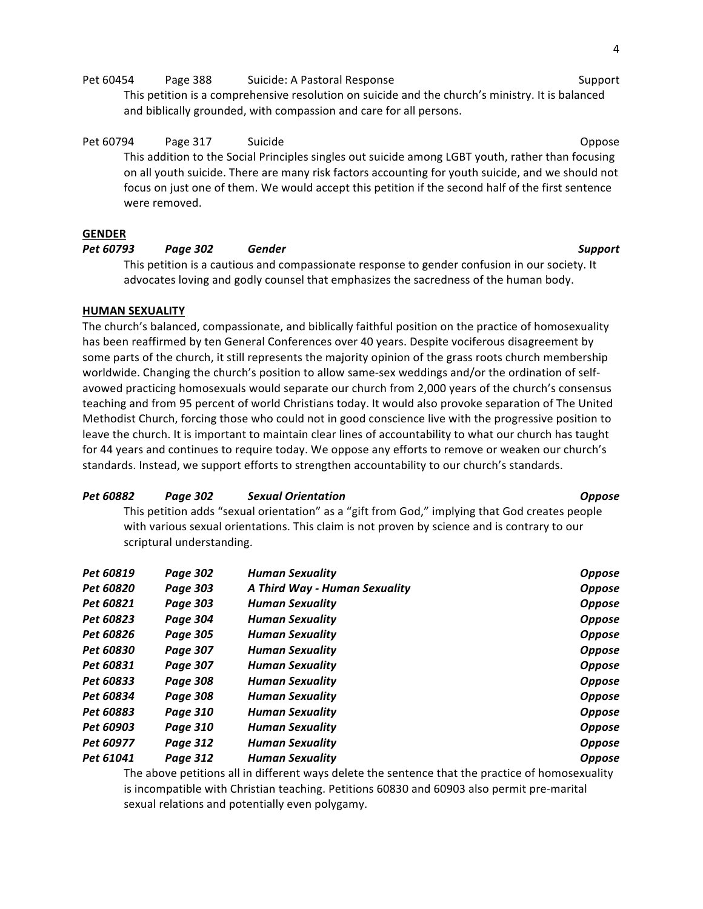Pet 60454 Page 388 Suicide: A Pastoral Response Support

This petition is a comprehensive resolution on suicide and the church's ministry. It is balanced and biblically grounded, with compassion and care for all persons.

Pet 60794 Page 317 Suicide Oppose

This addition to the Social Principles singles out suicide among LGBT youth, rather than focusing on all youth suicide. There are many risk factors accounting for youth suicide, and we should not focus on just one of them. We would accept this petition if the second half of the first sentence were removed.

**GENDER**

***Pet 60793 Page 302 Gender Support***

This petition is a cautious and compassionate response to gender confusion in our society. It advocates loving and godly counsel that emphasizes the sacredness of the human body.

**HUMAN SEXUALITY**

The church's balanced, compassionate, and biblically faithful position on the practice of homosexuality has been reaffirmed by ten General Conferences over 40 years. Despite vociferous disagreement by some parts of the church, it still represents the majority opinion of the grass roots church membership worldwide. Changing the church's position to allow same-sex weddings and/or the ordination of self-avowed practicing homosexuals would separate our church from 2,000 years of the church's consensus teaching and from 95 percent of world Christians today. It would also provoke separation of The United Methodist Church, forcing those who could not in good conscience live with the progressive position to leave the church. It is important to maintain clear lines of accountability to what our church has taught for 44 years and continues to require today. We oppose any efforts to remove or weaken our church's standards. Instead, we support efforts to strengthen accountability to our church's standards.

***Pet 60882 Page 302 Sexual Orientation Oppose***

This petition adds "sexual orientation" as a "gift from God," implying that God creates people with various sexual orientations. This claim is not proven by science and is contrary to our scriptural understanding.

| | | | |
|---|---|---|---|
| ***Pet 60819*** | ***Page 302*** | ***Human Sexuality*** | ***Oppose*** |
| ***Pet 60820*** | ***Page 303*** | ***A Third Way - Human Sexuality*** | ***Oppose*** |
| ***Pet 60821*** | ***Page 303*** | ***Human Sexuality*** | ***Oppose*** |
| ***Pet 60823*** | ***Page 304*** | ***Human Sexuality*** | ***Oppose*** |
| ***Pet 60826*** | ***Page 305*** | ***Human Sexuality*** | ***Oppose*** |
| ***Pet 60830*** | ***Page 307*** | ***Human Sexuality*** | ***Oppose*** |
| ***Pet 60831*** | ***Page 307*** | ***Human Sexuality*** | ***Oppose*** |
| ***Pet 60833*** | ***Page 308*** | ***Human Sexuality*** | ***Oppose*** |
| ***Pet 60834*** | ***Page 308*** | ***Human Sexuality*** | ***Oppose*** |
| ***Pet 60883*** | ***Page 310*** | ***Human Sexuality*** | ***Oppose*** |
| ***Pet 60903*** | ***Page 310*** | ***Human Sexuality*** | ***Oppose*** |
| ***Pet 60977*** | ***Page 312*** | ***Human Sexuality*** | ***Oppose*** |
| ***Pet 61041*** | ***Page 312*** | ***Human Sexuality*** | ***Oppose*** |

The above petitions all in different ways delete the sentence that the practice of homosexuality is incompatible with Christian teaching. Petitions 60830 and 60903 also permit pre-marital sexual relations and potentially even polygamy.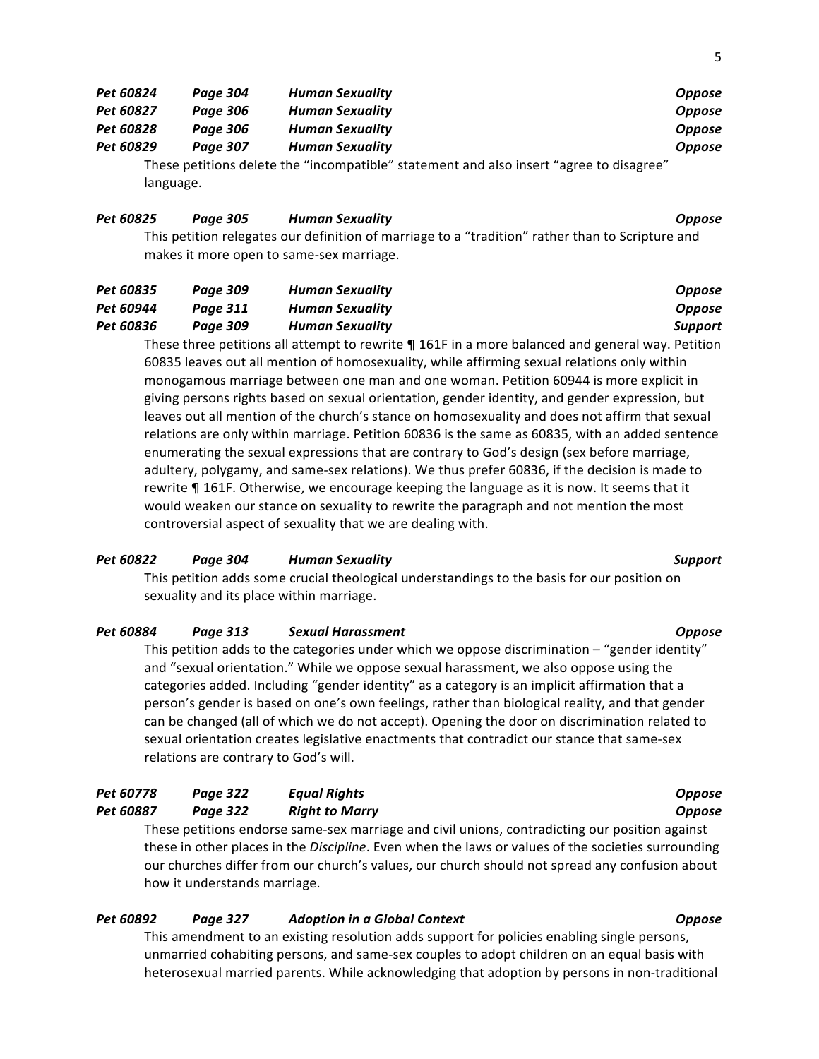***Pet 60824*** ***Page 304*** ***Human Sexuality*** ***Oppose***
***Pet 60827*** ***Page 306*** ***Human Sexuality*** ***Oppose***
***Pet 60828*** ***Page 306*** ***Human Sexuality*** ***Oppose***
***Pet 60829*** ***Page 307*** ***Human Sexuality*** ***Oppose***

These petitions delete the "incompatible" statement and also insert "agree to disagree" language.

***Pet 60825*** ***Page 305*** ***Human Sexuality*** ***Oppose***

This petition relegates our definition of marriage to a "tradition" rather than to Scripture and makes it more open to same-sex marriage.

***Pet 60835*** ***Page 309*** ***Human Sexuality*** ***Oppose***
***Pet 60944*** ***Page 311*** ***Human Sexuality*** ***Oppose***
***Pet 60836*** ***Page 309*** ***Human Sexuality*** ***Support***

These three petitions all attempt to rewrite ¶ 161F in a more balanced and general way. Petition 60835 leaves out all mention of homosexuality, while affirming sexual relations only within monogamous marriage between one man and one woman. Petition 60944 is more explicit in giving persons rights based on sexual orientation, gender identity, and gender expression, but leaves out all mention of the church's stance on homosexuality and does not affirm that sexual relations are only within marriage. Petition 60836 is the same as 60835, with an added sentence enumerating the sexual expressions that are contrary to God's design (sex before marriage, adultery, polygamy, and same-sex relations). We thus prefer 60836, if the decision is made to rewrite ¶ 161F. Otherwise, we encourage keeping the language as it is now. It seems that it would weaken our stance on sexuality to rewrite the paragraph and not mention the most controversial aspect of sexuality that we are dealing with.

***Pet 60822*** ***Page 304*** ***Human Sexuality*** ***Support***

This petition adds some crucial theological understandings to the basis for our position on sexuality and its place within marriage.

***Pet 60884*** ***Page 313*** ***Sexual Harassment*** ***Oppose***

This petition adds to the categories under which we oppose discrimination – "gender identity" and "sexual orientation." While we oppose sexual harassment, we also oppose using the categories added. Including "gender identity" as a category is an implicit affirmation that a person's gender is based on one's own feelings, rather than biological reality, and that gender can be changed (all of which we do not accept). Opening the door on discrimination related to sexual orientation creates legislative enactments that contradict our stance that same-sex relations are contrary to God's will.

***Pet 60778*** ***Page 322*** ***Equal Rights*** ***Oppose***
***Pet 60887*** ***Page 322*** ***Right to Marry*** ***Oppose***

These petitions endorse same-sex marriage and civil unions, contradicting our position against these in other places in the *Discipline*. Even when the laws or values of the societies surrounding our churches differ from our church's values, our church should not spread any confusion about how it understands marriage.

***Pet 60892*** ***Page 327*** ***Adoption in a Global Context*** ***Oppose***

This amendment to an existing resolution adds support for policies enabling single persons, unmarried cohabiting persons, and same-sex couples to adopt children on an equal basis with heterosexual married parents. While acknowledging that adoption by persons in non-traditional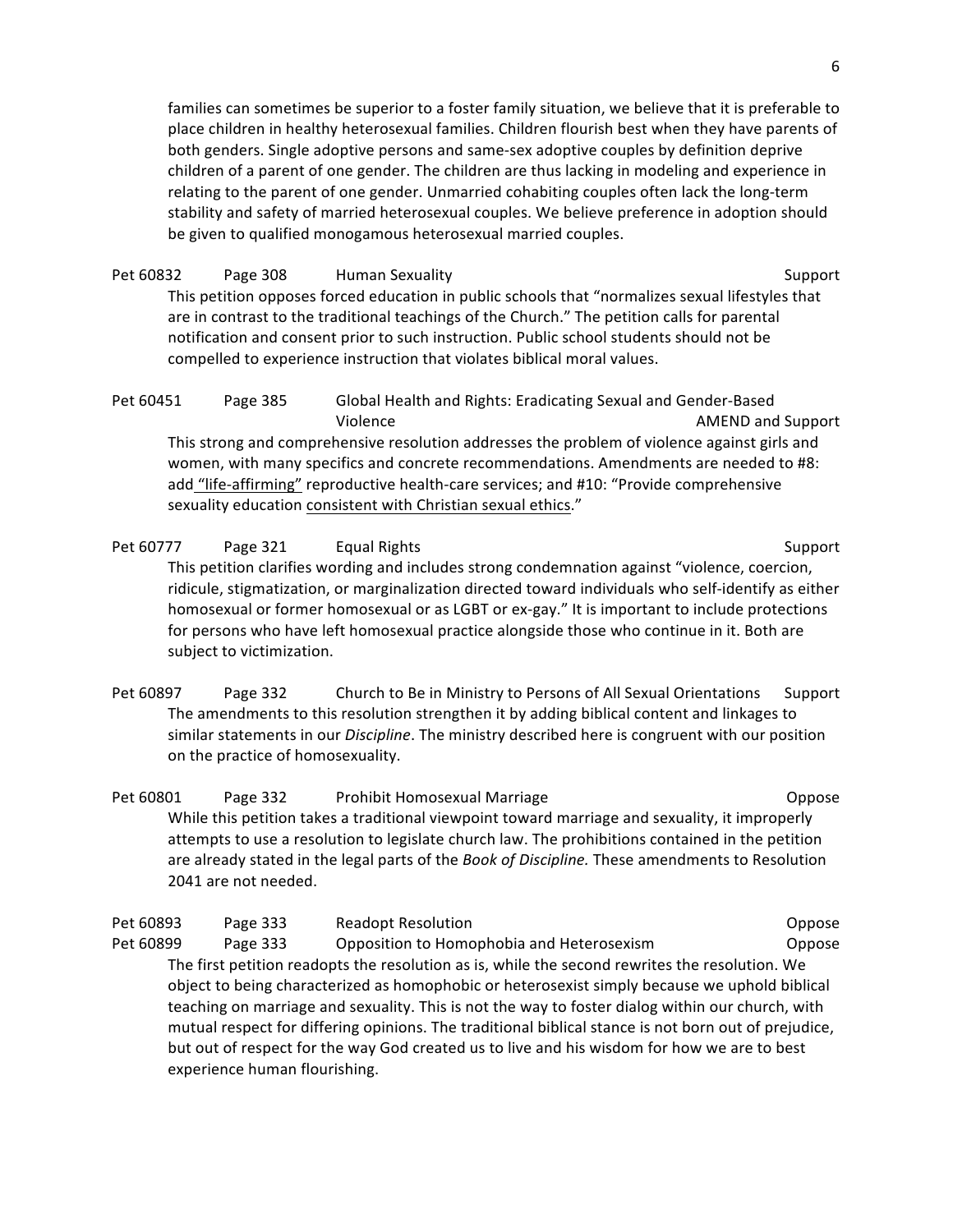families can sometimes be superior to a foster family situation, we believe that it is preferable to place children in healthy heterosexual families. Children flourish best when they have parents of both genders. Single adoptive persons and same-sex adoptive couples by definition deprive children of a parent of one gender. The children are thus lacking in modeling and experience in relating to the parent of one gender. Unmarried cohabiting couples often lack the long-term stability and safety of married heterosexual couples. We believe preference in adoption should be given to qualified monogamous heterosexual married couples.

Pet 60832 Page 308 Human Sexuality Support

This petition opposes forced education in public schools that "normalizes sexual lifestyles that are in contrast to the traditional teachings of the Church." The petition calls for parental notification and consent prior to such instruction. Public school students should not be compelled to experience instruction that violates biblical moral values.

Pet 60451 Page 385 Global Health and Rights: Eradicating Sexual and Gender-Based Violence AMEND and Support

This strong and comprehensive resolution addresses the problem of violence against girls and women, with many specifics and concrete recommendations. Amendments are needed to #8: add <u>"life-affirming"</u> reproductive health-care services; and #10: "Provide comprehensive sexuality education <u>consistent with Christian sexual ethics</u>."

Pet 60777 Page 321 Equal Rights Support

This petition clarifies wording and includes strong condemnation against "violence, coercion, ridicule, stigmatization, or marginalization directed toward individuals who self-identify as either homosexual or former homosexual or as LGBT or ex-gay." It is important to include protections for persons who have left homosexual practice alongside those who continue in it. Both are subject to victimization.

Pet 60897 Page 332 Church to Be in Ministry to Persons of All Sexual Orientations Support

The amendments to this resolution strengthen it by adding biblical content and linkages to similar statements in our *Discipline*. The ministry described here is congruent with our position on the practice of homosexuality.

Pet 60801 Page 332 Prohibit Homosexual Marriage Oppose

While this petition takes a traditional viewpoint toward marriage and sexuality, it improperly attempts to use a resolution to legislate church law. The prohibitions contained in the petition are already stated in the legal parts of the *Book of Discipline.* These amendments to Resolution 2041 are not needed.

Pet 60893 Page 333 Readopt Resolution Oppose

Pet 60899 Page 333 Opposition to Homophobia and Heterosexism Oppose

The first petition readopts the resolution as is, while the second rewrites the resolution. We object to being characterized as homophobic or heterosexist simply because we uphold biblical teaching on marriage and sexuality. This is not the way to foster dialog within our church, with mutual respect for differing opinions. The traditional biblical stance is not born out of prejudice, but out of respect for the way God created us to live and his wisdom for how we are to best experience human flourishing.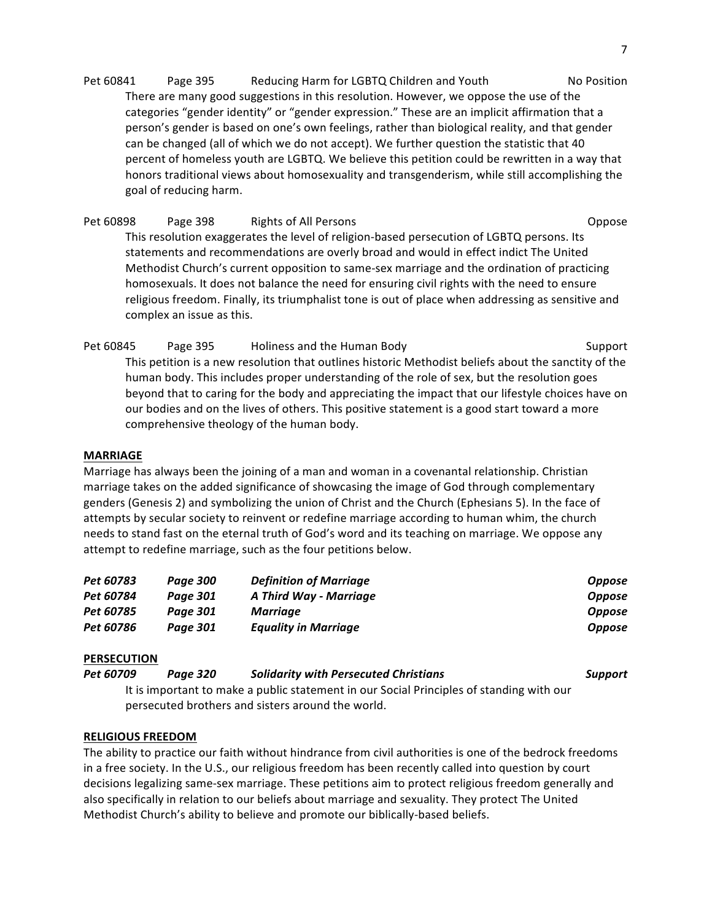Pet 60841 Page 395 Reducing Harm for LGBTQ Children and Youth No Position

There are many good suggestions in this resolution. However, we oppose the use of the categories "gender identity" or "gender expression." These are an implicit affirmation that a person's gender is based on one's own feelings, rather than biological reality, and that gender can be changed (all of which we do not accept). We further question the statistic that 40 percent of homeless youth are LGBTQ. We believe this petition could be rewritten in a way that honors traditional views about homosexuality and transgenderism, while still accomplishing the goal of reducing harm.

Pet 60898 Page 398 Rights of All Persons Oppose

This resolution exaggerates the level of religion-based persecution of LGBTQ persons. Its statements and recommendations are overly broad and would in effect indict The United Methodist Church's current opposition to same-sex marriage and the ordination of practicing homosexuals. It does not balance the need for ensuring civil rights with the need to ensure religious freedom. Finally, its triumphalist tone is out of place when addressing as sensitive and complex an issue as this.

Pet 60845 Page 395 Holiness and the Human Body Support

This petition is a new resolution that outlines historic Methodist beliefs about the sanctity of the human body. This includes proper understanding of the role of sex, but the resolution goes beyond that to caring for the body and appreciating the impact that our lifestyle choices have on our bodies and on the lives of others. This positive statement is a good start toward a more comprehensive theology of the human body.

## MARRIAGE

Marriage has always been the joining of a man and woman in a covenantal relationship. Christian marriage takes on the added significance of showcasing the image of God through complementary genders (Genesis 2) and symbolizing the union of Christ and the Church (Ephesians 5). In the face of attempts by secular society to reinvent or redefine marriage according to human whim, the church needs to stand fast on the eternal truth of God's word and its teaching on marriage. We oppose any attempt to redefine marriage, such as the four petitions below.

*Pet 60783* *Page 300* ***Definition of Marriage*** ***Oppose***
*Pet 60784* *Page 301* ***A Third Way - Marriage*** ***Oppose***
*Pet 60785* *Page 301* ***Marriage*** ***Oppose***
*Pet 60786* *Page 301* ***Equality in Marriage*** ***Oppose***

## PERSECUTION

***Pet 60709*** ***Page 320*** ***Solidarity with Persecuted Christians*** ***Support***

It is important to make a public statement in our Social Principles of standing with our persecuted brothers and sisters around the world.

## RELIGIOUS FREEDOM

The ability to practice our faith without hindrance from civil authorities is one of the bedrock freedoms in a free society. In the U.S., our religious freedom has been recently called into question by court decisions legalizing same-sex marriage. These petitions aim to protect religious freedom generally and also specifically in relation to our beliefs about marriage and sexuality. They protect The United Methodist Church's ability to believe and promote our biblically-based beliefs.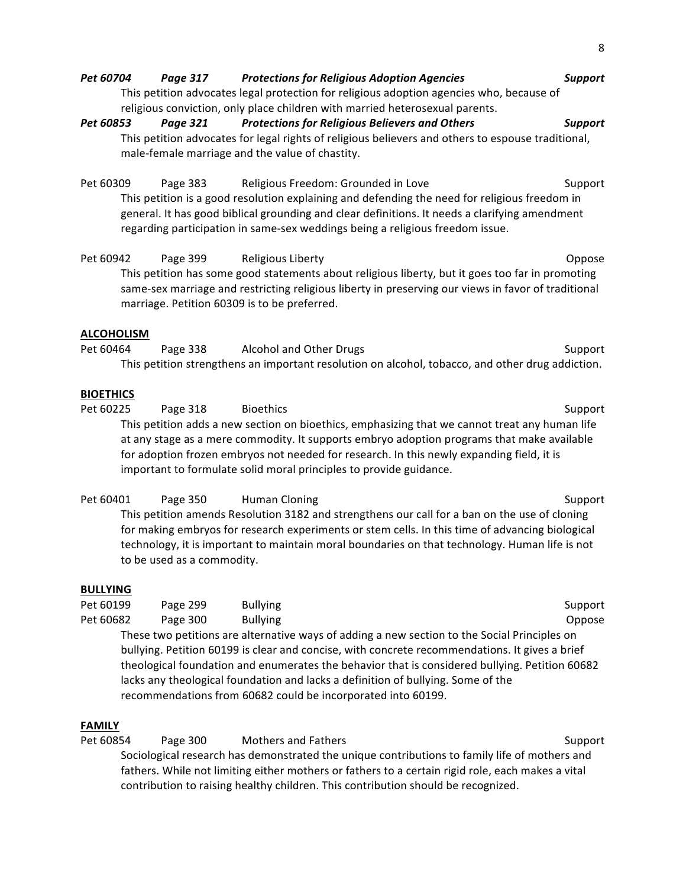***Pet 60704 Page 317 Protections for Religious Adoption Agencies Support***

This petition advocates legal protection for religious adoption agencies who, because of religious conviction, only place children with married heterosexual parents.

***Pet 60853 Page 321 Protections for Religious Believers and Others Support***

This petition advocates for legal rights of religious believers and others to espouse traditional, male-female marriage and the value of chastity.

Pet 60309 Page 383 Religious Freedom: Grounded in Love Support

This petition is a good resolution explaining and defending the need for religious freedom in general. It has good biblical grounding and clear definitions. It needs a clarifying amendment regarding participation in same-sex weddings being a religious freedom issue.

Pet 60942 Page 399 Religious Liberty Oppose

This petition has some good statements about religious liberty, but it goes too far in promoting same-sex marriage and restricting religious liberty in preserving our views in favor of traditional marriage. Petition 60309 is to be preferred.

**<u>ALCOHOLISM</u>**

Pet 60464 Page 338 Alcohol and Other Drugs Support

This petition strengthens an important resolution on alcohol, tobacco, and other drug addiction.

**<u>BIOETHICS</u>**

Pet 60225 Page 318 Bioethics Support

This petition adds a new section on bioethics, emphasizing that we cannot treat any human life at any stage as a mere commodity. It supports embryo adoption programs that make available for adoption frozen embryos not needed for research. In this newly expanding field, it is important to formulate solid moral principles to provide guidance.

Pet 60401 Page 350 Human Cloning Support

This petition amends Resolution 3182 and strengthens our call for a ban on the use of cloning for making embryos for research experiments or stem cells. In this time of advancing biological technology, it is important to maintain moral boundaries on that technology. Human life is not to be used as a commodity.

**<u>BULLYING</u>**

Pet 60199 Page 299 Bullying Support

Pet 60682 Page 300 Bullying Oppose

These two petitions are alternative ways of adding a new section to the Social Principles on bullying. Petition 60199 is clear and concise, with concrete recommendations. It gives a brief theological foundation and enumerates the behavior that is considered bullying. Petition 60682 lacks any theological foundation and lacks a definition of bullying. Some of the recommendations from 60682 could be incorporated into 60199.

**<u>FAMILY</u>**

Pet 60854 Page 300 Mothers and Fathers Support

Sociological research has demonstrated the unique contributions to family life of mothers and fathers. While not limiting either mothers or fathers to a certain rigid role, each makes a vital contribution to raising healthy children. This contribution should be recognized.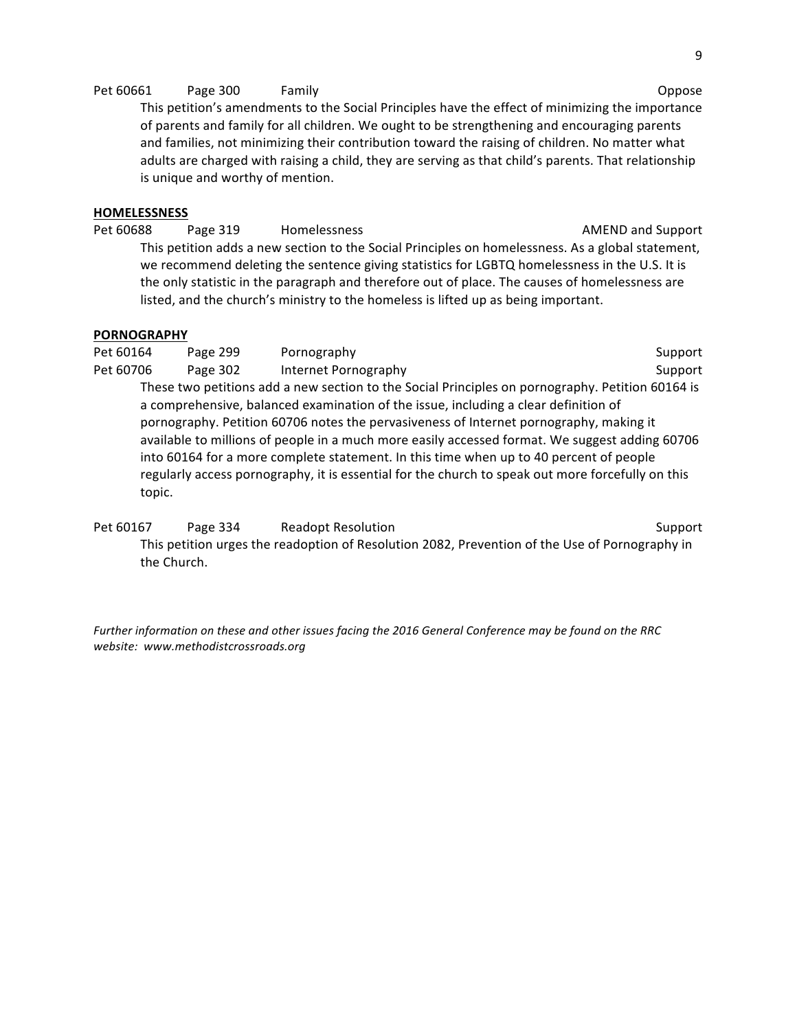Pet 60661 Page 300 Family Oppose

This petition's amendments to the Social Principles have the effect of minimizing the importance of parents and family for all children. We ought to be strengthening and encouraging parents and families, not minimizing their contribution toward the raising of children. No matter what adults are charged with raising a child, they are serving as that child's parents. That relationship is unique and worthy of mention.

**HOMELESSNESS**

Pet 60688 Page 319 Homelessness AMEND and Support

This petition adds a new section to the Social Principles on homelessness. As a global statement, we recommend deleting the sentence giving statistics for LGBTQ homelessness in the U.S. It is the only statistic in the paragraph and therefore out of place. The causes of homelessness are listed, and the church's ministry to the homeless is lifted up as being important.

**PORNOGRAPHY**

Pet 60164 Page 299 Pornography Support

Pet 60706 Page 302 Internet Pornography Support

These two petitions add a new section to the Social Principles on pornography. Petition 60164 is a comprehensive, balanced examination of the issue, including a clear definition of pornography. Petition 60706 notes the pervasiveness of Internet pornography, making it available to millions of people in a much more easily accessed format. We suggest adding 60706 into 60164 for a more complete statement. In this time when up to 40 percent of people regularly access pornography, it is essential for the church to speak out more forcefully on this topic.

Pet 60167 Page 334 Readopt Resolution Support

This petition urges the readoption of Resolution 2082, Prevention of the Use of Pornography in the Church.

*Further information on these and other issues facing the 2016 General Conference may be found on the RRC website: www.methodistcrossroads.org*